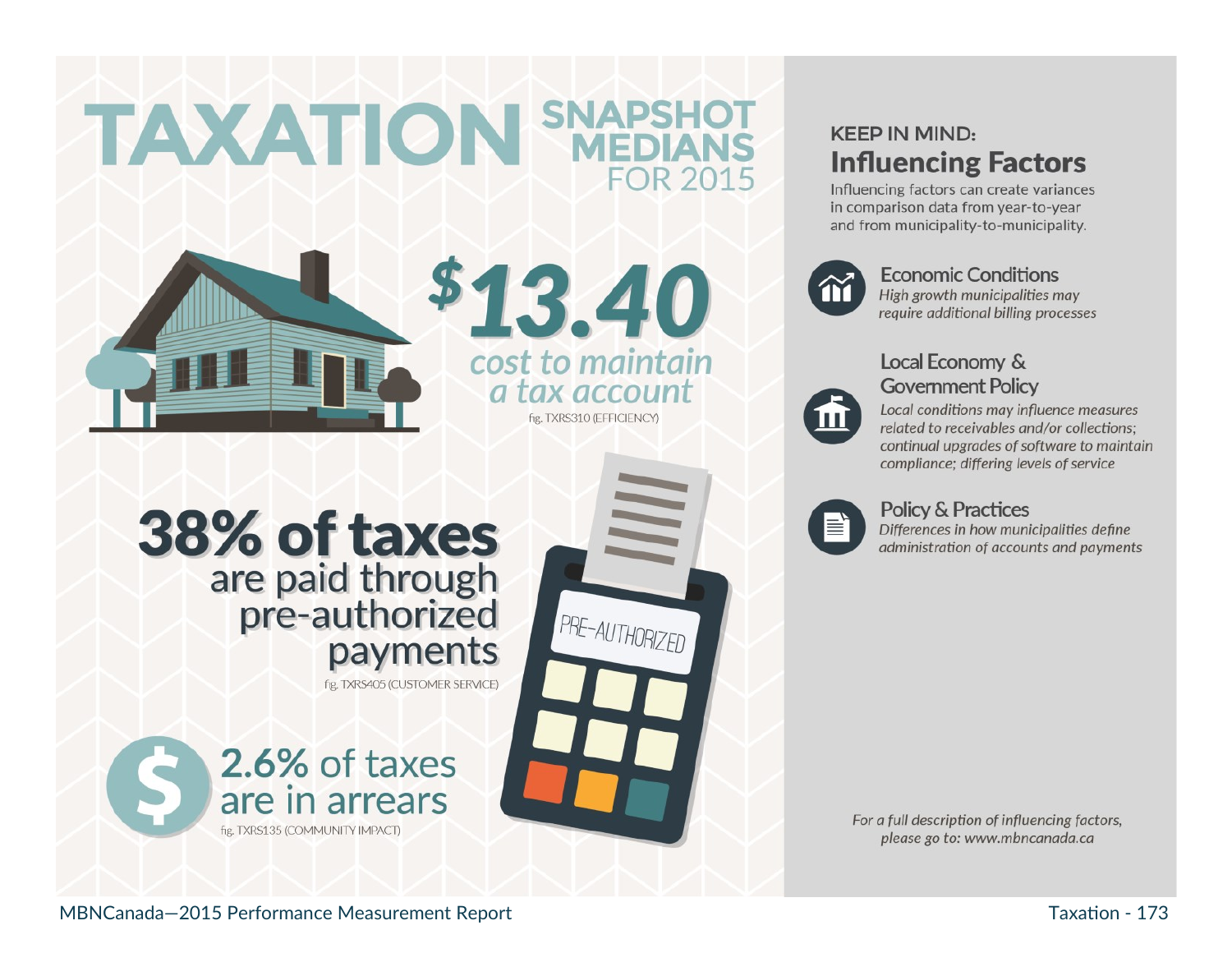# TAXATION SNAPSHOT MEDIANS FOR 2015

**$13.40** cost to maintain a tax account

fig. TXRS310 (EFFICIENCY)

**38% of taxes** are paid through pre-authorized payments

fig. TXRS405 (CUSTOMER SERVICE)

**2.6%** of taxes are in arrears

fig. TXRS135 (COMMUNITY IMPACT)

## KEEP IN MIND: Influencing Factors

Influencing factors can create variances in comparison data from year-to-year and from municipality-to-municipality.

### Economic Conditions

*High growth municipalities may require additional billing processes*

### Local Economy & Government Policy

*Local conditions may influence measures related to receivables and/or collections; continual upgrades of software to maintain compliance; differing levels of service*

### Policy & Practices

*Differences in how municipalities define administration of accounts and payments*

*For a full description of influencing factors, please go to: www.mbncanada.ca*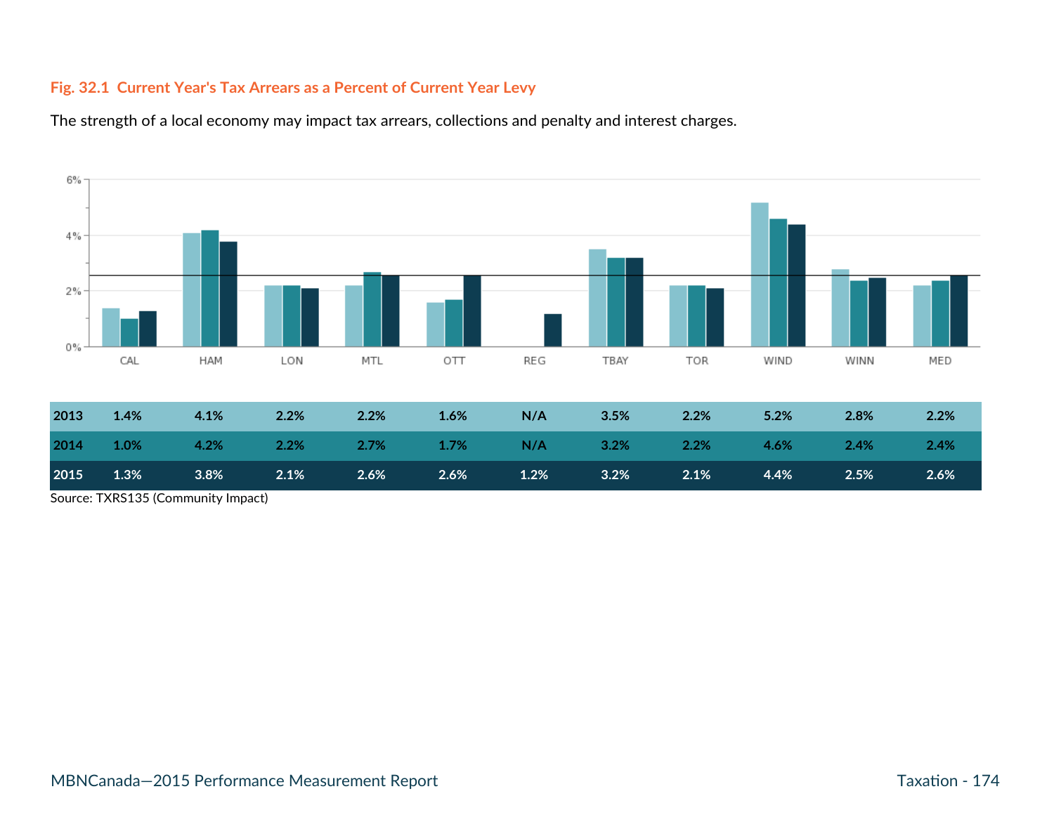**Fig. 32.1 Current Year's Tax Arrears as a Percent of Current Year Levy**

The strength of a local economy may impact tax arrears, collections and penalty and interest charges.

| | CAL | HAM | LON | MTL | OTT | REG | TBAY | TOR | WIND | WINN | MED |
|---|---|---|---|---|---|---|---|---|---|---|---|
| 2013 | 1.4% | 4.1% | 2.2% | 2.2% | 1.6% | N/A | 3.5% | 2.2% | 5.2% | 2.8% | 2.2% |
| 2014 | 1.0% | 4.2% | 2.2% | 2.7% | 1.7% | N/A | 3.2% | 2.2% | 4.6% | 2.4% | 2.4% |
| 2015 | 1.3% | 3.8% | 2.1% | 2.6% | 2.6% | 1.2% | 3.2% | 2.1% | 4.4% | 2.5% | 2.6% |

Source: TXRS135 (Community Impact)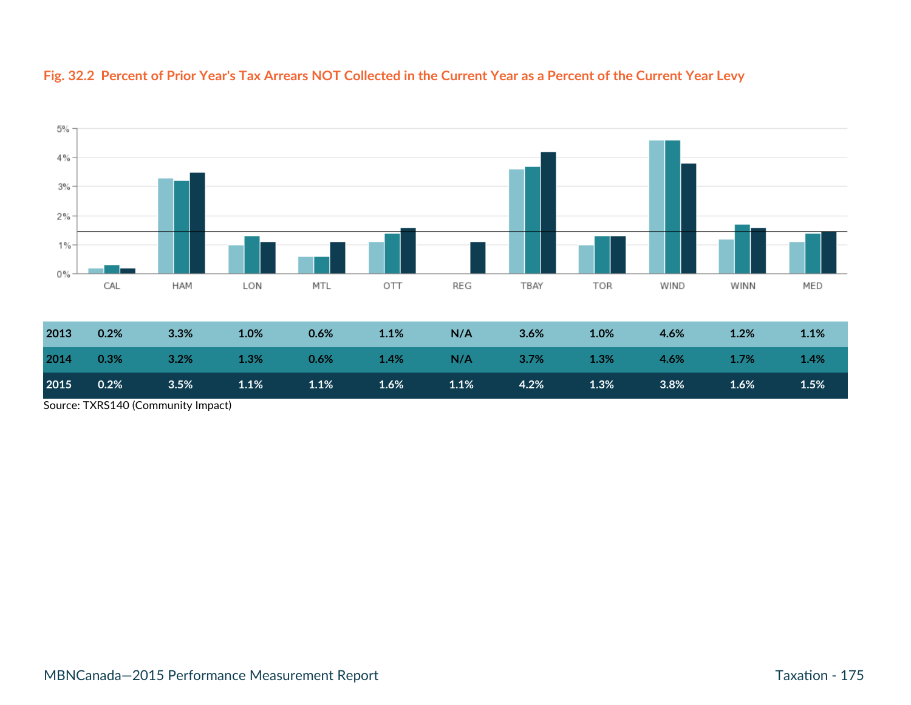**Fig. 32.2 Percent of Prior Year's Tax Arrears NOT Collected in the Current Year as a Percent of the Current Year Levy**

| | CAL | HAM | LON | MTL | OTT | REG | TBAY | TOR | WIND | WINN | MED |
|---|---|---|---|---|---|---|---|---|---|---|---|
| 2013 | 0.2% | 3.3% | 1.0% | 0.6% | 1.1% | N/A | 3.6% | 1.0% | 4.6% | 1.2% | 1.1% |
| 2014 | 0.3% | 3.2% | 1.3% | 0.6% | 1.4% | N/A | 3.7% | 1.3% | 4.6% | 1.7% | 1.4% |
| 2015 | 0.2% | 3.5% | 1.1% | 1.1% | 1.6% | 1.1% | 4.2% | 1.3% | 3.8% | 1.6% | 1.5% |

Source: TXRS140 (Community Impact)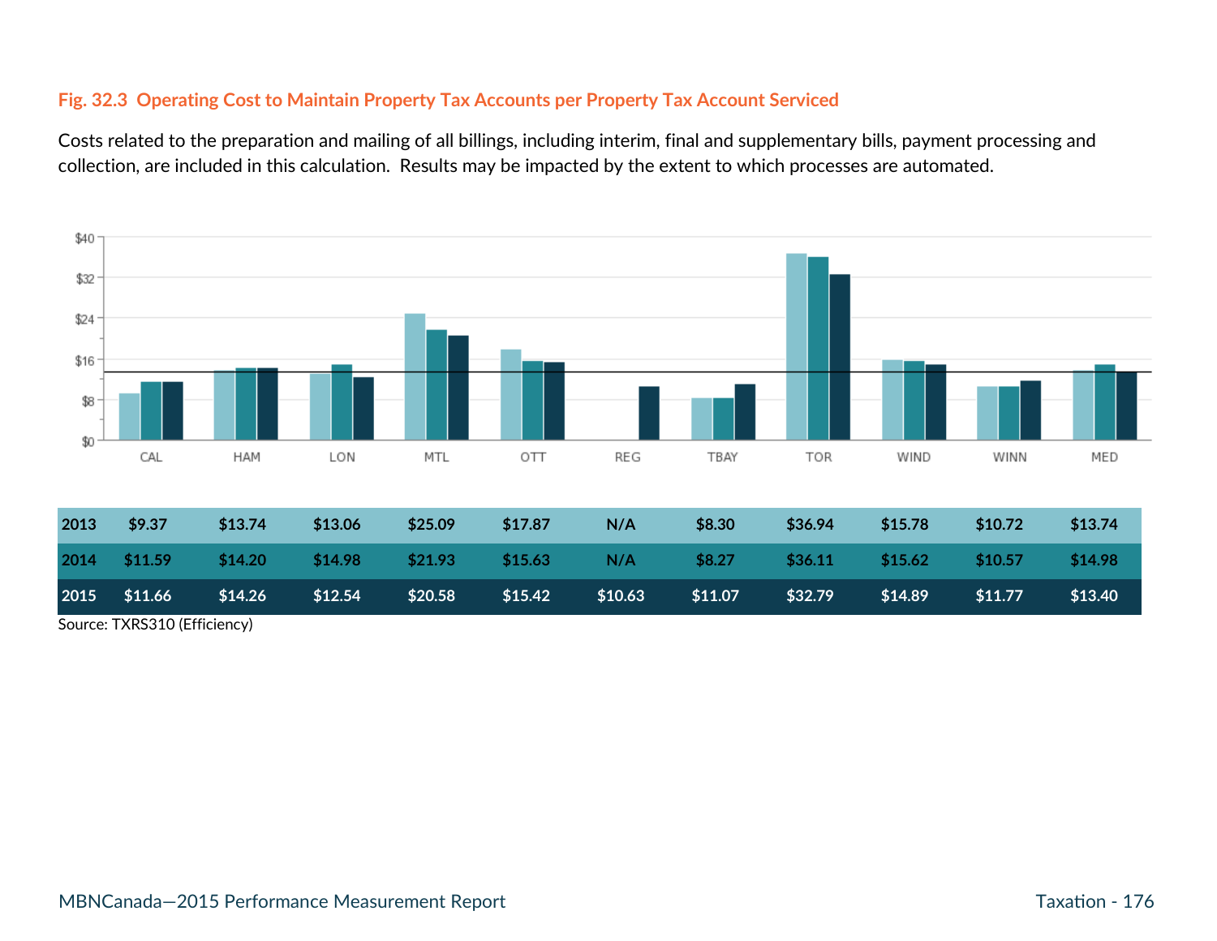### Fig. 32.3 Operating Cost to Maintain Property Tax Accounts per Property Tax Account Serviced

Costs related to the preparation and mailing of all billings, including interim, final and supplementary bills, payment processing and collection, are included in this calculation. Results may be impacted by the extent to which processes are automated.

| | CAL | HAM | LON | MTL | OTT | REG | TBAY | TOR | WIND | WINN | MED |
|---|---|---|---|---|---|---|---|---|---|---|---|
| 2013 | $9.37 | $13.74 | $13.06 | $25.09 | $17.87 | N/A | $8.30 | $36.94 | $15.78 | $10.72 | $13.74 |
| 2014 | $11.59 | $14.20 | $14.98 | $21.93 | $15.63 | N/A | $8.27 | $36.11 | $15.62 | $10.57 | $14.98 |
| 2015 | $11.66 | $14.26 | $12.54 | $20.58 | $15.42 | $10.63 | $11.07 | $32.79 | $14.89 | $11.77 | $13.40 |

Source: TXRS310 (Efficiency)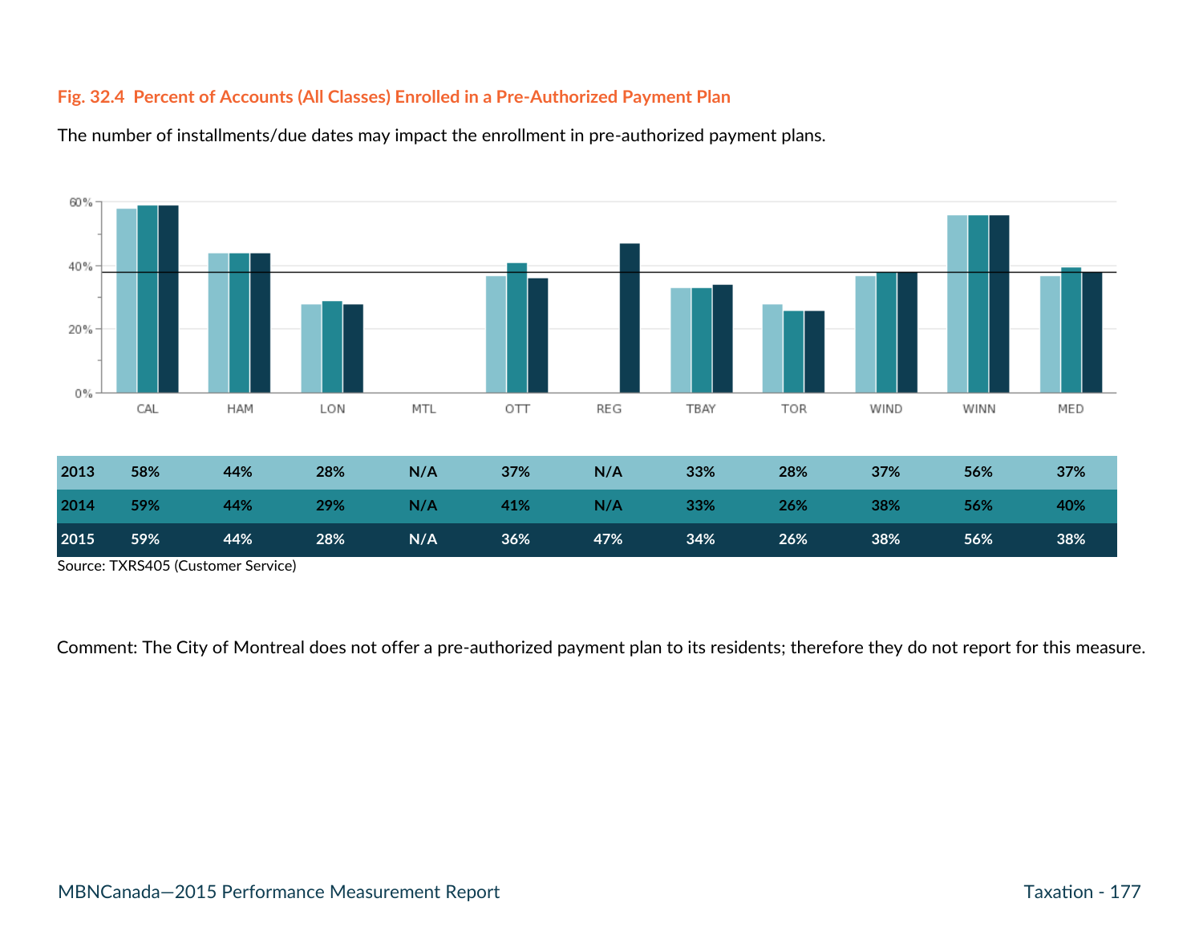**Fig. 32.4 Percent of Accounts (All Classes) Enrolled in a Pre-Authorized Payment Plan**

The number of installments/due dates may impact the enrollment in pre-authorized payment plans.

| | CAL | HAM | LON | MTL | OTT | REG | TBAY | TOR | WIND | WINN | MED |
|---|---|---|---|---|---|---|---|---|---|---|---|
| 2013 | 58% | 44% | 28% | N/A | 37% | N/A | 33% | 28% | 37% | 56% | 37% |
| 2014 | 59% | 44% | 29% | N/A | 41% | N/A | 33% | 26% | 38% | 56% | 40% |
| 2015 | 59% | 44% | 28% | N/A | 36% | 47% | 34% | 26% | 38% | 56% | 38% |

Source: TXRS405 (Customer Service)

Comment: The City of Montreal does not offer a pre-authorized payment plan to its residents; therefore they do not report for this measure.